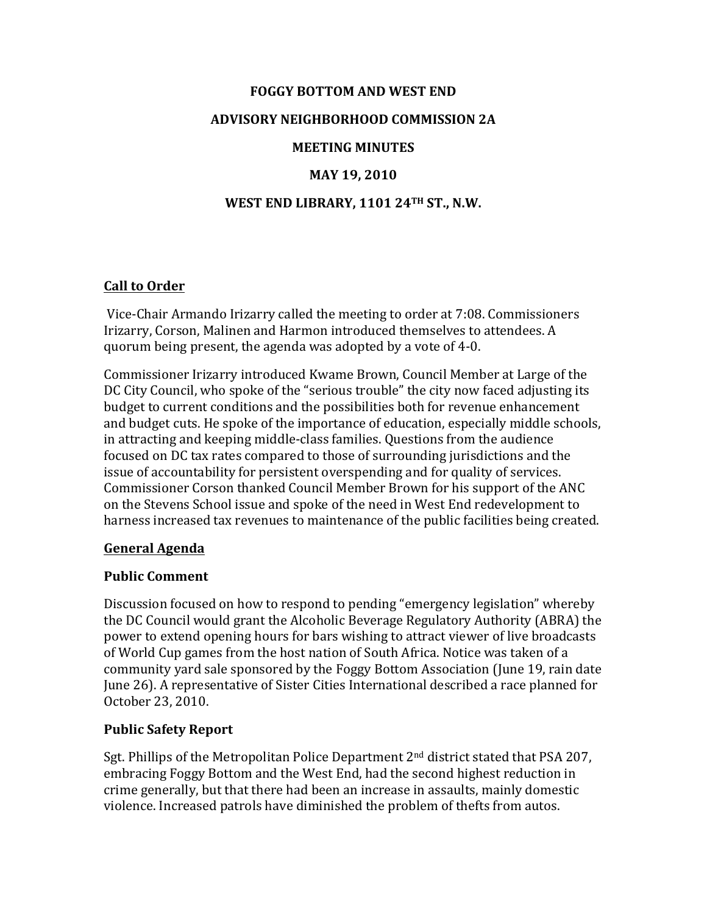# FOGGY BOTTOM AND WEST END

## ADVISORY NEIGHBORHOOD COMMISSION 2A

## MEETING MINUTES

## MAY 19, 2010

## WEST END LIBRARY, 1101 24TH ST., N.W.

### Call to Order

Vice-Chair Armando Irizarry called the meeting to order at 7:08. Commissioners Irizarry, Corson, Malinen and Harmon introduced themselves to attendees. A quorum being present, the agenda was adopted by a vote of 4-0.

Commissioner Irizarry introduced Kwame Brown, Council Member at Large of the DC City Council, who spoke of the "serious trouble" the city now faced adjusting its budget to current conditions and the possibilities both for revenue enhancement and budget cuts. He spoke of the importance of education, especially middle schools, in attracting and keeping middle-class families. Questions from the audience focused on DC tax rates compared to those of surrounding jurisdictions and the issue of accountability for persistent overspending and for quality of services. Commissioner Corson thanked Council Member Brown for his support of the ANC on the Stevens School issue and spoke of the need in West End redevelopment to harness increased tax revenues to maintenance of the public facilities being created.

### General Agenda

#### Public Comment

Discussion focused on how to respond to pending "emergency legislation" whereby the DC Council would grant the Alcoholic Beverage Regulatory Authority (ABRA) the power to extend opening hours for bars wishing to attract viewer of live broadcasts of World Cup games from the host nation of South Africa. Notice was taken of a community yard sale sponsored by the Foggy Bottom Association (June 19, rain date June 26). A representative of Sister Cities International described a race planned for October 23, 2010.

#### Public Safety Report

Sgt. Phillips of the Metropolitan Police Department 2nd district stated that PSA 207, embracing Foggy Bottom and the West End, had the second highest reduction in crime generally, but that there had been an increase in assaults, mainly domestic violence. Increased patrols have diminished the problem of thefts from autos.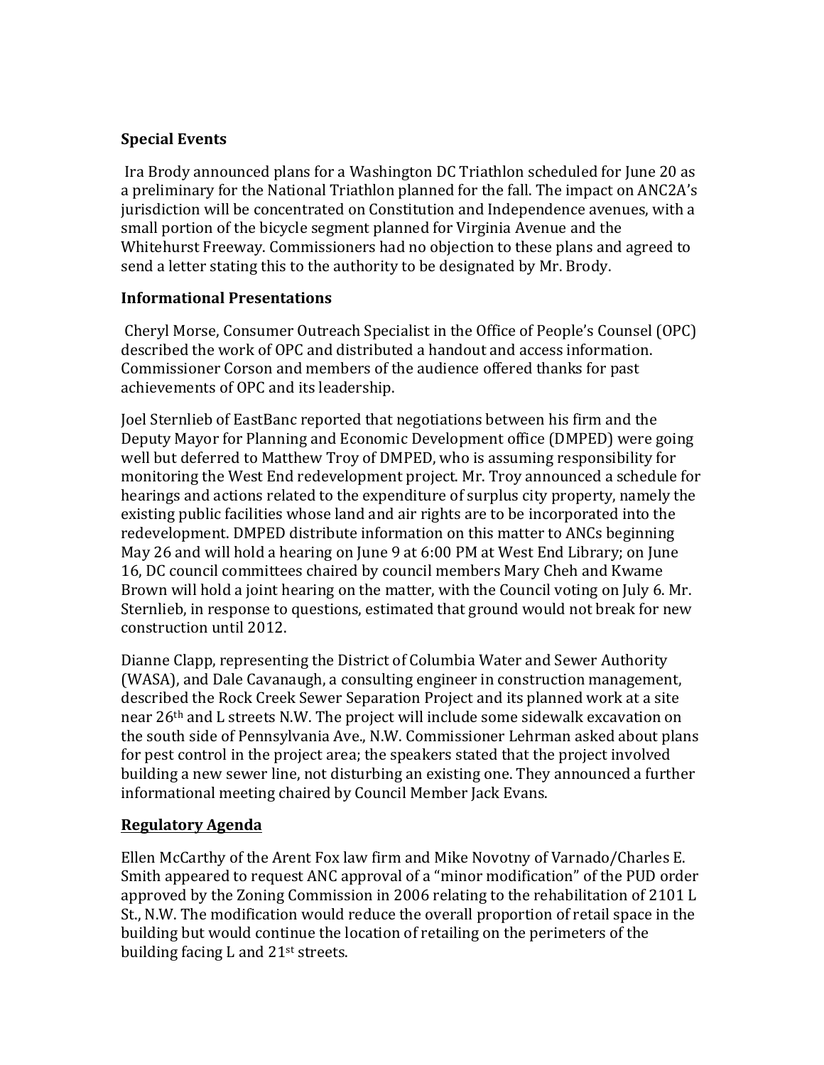**Special Events**

Ira Brody announced plans for a Washington DC Triathlon scheduled for June 20 as a preliminary for the National Triathlon planned for the fall. The impact on ANC2A's jurisdiction will be concentrated on Constitution and Independence avenues, with a small portion of the bicycle segment planned for Virginia Avenue and the Whitehurst Freeway. Commissioners had no objection to these plans and agreed to send a letter stating this to the authority to be designated by Mr. Brody.

**Informational Presentations**

Cheryl Morse, Consumer Outreach Specialist in the Office of People's Counsel (OPC) described the work of OPC and distributed a handout and access information. Commissioner Corson and members of the audience offered thanks for past achievements of OPC and its leadership.

Joel Sternlieb of EastBanc reported that negotiations between his firm and the Deputy Mayor for Planning and Economic Development office (DMPED) were going well but deferred to Matthew Troy of DMPED, who is assuming responsibility for monitoring the West End redevelopment project. Mr. Troy announced a schedule for hearings and actions related to the expenditure of surplus city property, namely the existing public facilities whose land and air rights are to be incorporated into the redevelopment. DMPED distribute information on this matter to ANCs beginning May 26 and will hold a hearing on June 9 at 6:00 PM at West End Library; on June 16, DC council committees chaired by council members Mary Cheh and Kwame Brown will hold a joint hearing on the matter, with the Council voting on July 6. Mr. Sternlieb, in response to questions, estimated that ground would not break for new construction until 2012.

Dianne Clapp, representing the District of Columbia Water and Sewer Authority (WASA), and Dale Cavanaugh, a consulting engineer in construction management, described the Rock Creek Sewer Separation Project and its planned work at a site near 26th and L streets N.W. The project will include some sidewalk excavation on the south side of Pennsylvania Ave., N.W. Commissioner Lehrman asked about plans for pest control in the project area; the speakers stated that the project involved building a new sewer line, not disturbing an existing one. They announced a further informational meeting chaired by Council Member Jack Evans.

**Regulatory Agenda**

Ellen McCarthy of the Arent Fox law firm and Mike Novotny of Varnado/Charles E. Smith appeared to request ANC approval of a "minor modification" of the PUD order approved by the Zoning Commission in 2006 relating to the rehabilitation of 2101 L St., N.W. The modification would reduce the overall proportion of retail space in the building but would continue the location of retailing on the perimeters of the building facing L and 21st streets.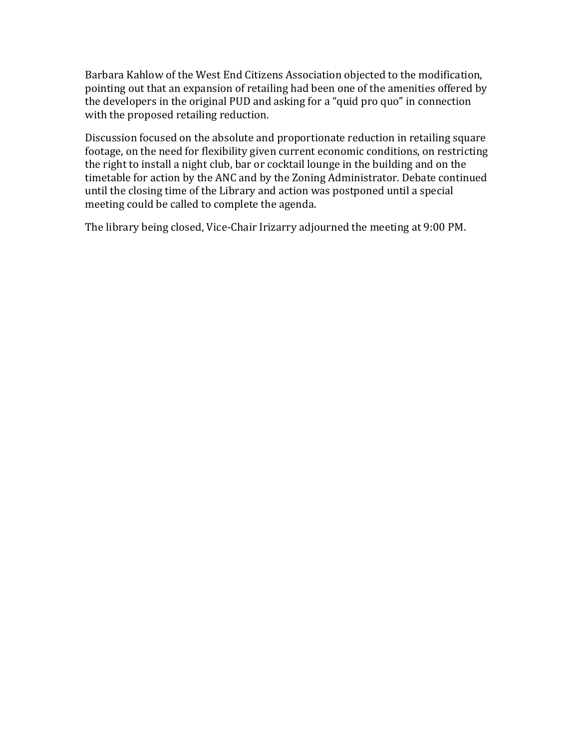Barbara Kahlow of the West End Citizens Association objected to the modification, pointing out that an expansion of retailing had been one of the amenities offered by the developers in the original PUD and asking for a "quid pro quo" in connection with the proposed retailing reduction.

Discussion focused on the absolute and proportionate reduction in retailing square footage, on the need for flexibility given current economic conditions, on restricting the right to install a night club, bar or cocktail lounge in the building and on the timetable for action by the ANC and by the Zoning Administrator. Debate continued until the closing time of the Library and action was postponed until a special meeting could be called to complete the agenda.

The library being closed, Vice-Chair Irizarry adjourned the meeting at 9:00 PM.